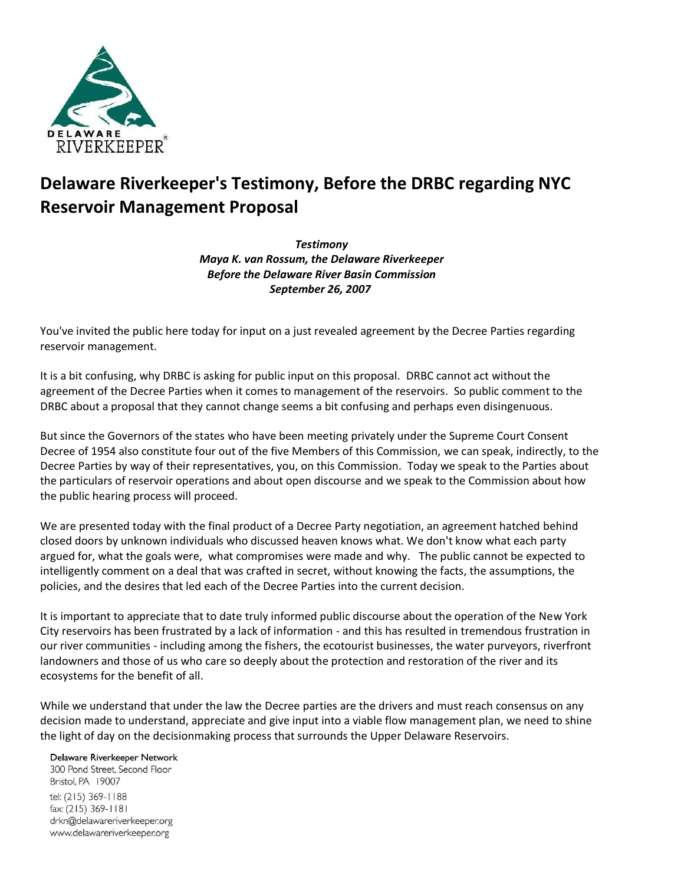DELAWARE RIVERKEEPER®

# Delaware Riverkeeper's Testimony, Before the DRBC regarding NYC Reservoir Management Proposal

***Testimony***
***Maya K. van Rossum, the Delaware Riverkeeper***
***Before the Delaware River Basin Commission***
***September 26, 2007***

You've invited the public here today for input on a just revealed agreement by the Decree Parties regarding reservoir management.

It is a bit confusing, why DRBC is asking for public input on this proposal. DRBC cannot act without the agreement of the Decree Parties when it comes to management of the reservoirs. So public comment to the DRBC about a proposal that they cannot change seems a bit confusing and perhaps even disingenuous.

But since the Governors of the states who have been meeting privately under the Supreme Court Consent Decree of 1954 also constitute four out of the five Members of this Commission, we can speak, indirectly, to the Decree Parties by way of their representatives, you, on this Commission. Today we speak to the Parties about the particulars of reservoir operations and about open discourse and we speak to the Commission about how the public hearing process will proceed.

We are presented today with the final product of a Decree Party negotiation, an agreement hatched behind closed doors by unknown individuals who discussed heaven knows what. We don't know what each party argued for, what the goals were, what compromises were made and why. The public cannot be expected to intelligently comment on a deal that was crafted in secret, without knowing the facts, the assumptions, the policies, and the desires that led each of the Decree Parties into the current decision.

It is important to appreciate that to date truly informed public discourse about the operation of the New York City reservoirs has been frustrated by a lack of information - and this has resulted in tremendous frustration in our river communities - including among the fishers, the ecotourist businesses, the water purveyors, riverfront landowners and those of us who care so deeply about the protection and restoration of the river and its ecosystems for the benefit of all.

While we understand that under the law the Decree parties are the drivers and must reach consensus on any decision made to understand, appreciate and give input into a viable flow management plan, we need to shine the light of day on the decisionmaking process that surrounds the Upper Delaware Reservoirs.

Delaware Riverkeeper Network
300 Pond Street, Second Floor
Bristol, PA 19007
tel: (215) 369-1188
fax: (215) 369-1181
drkn@delawareriverkeeper.org
www.delawareriverkeeper.org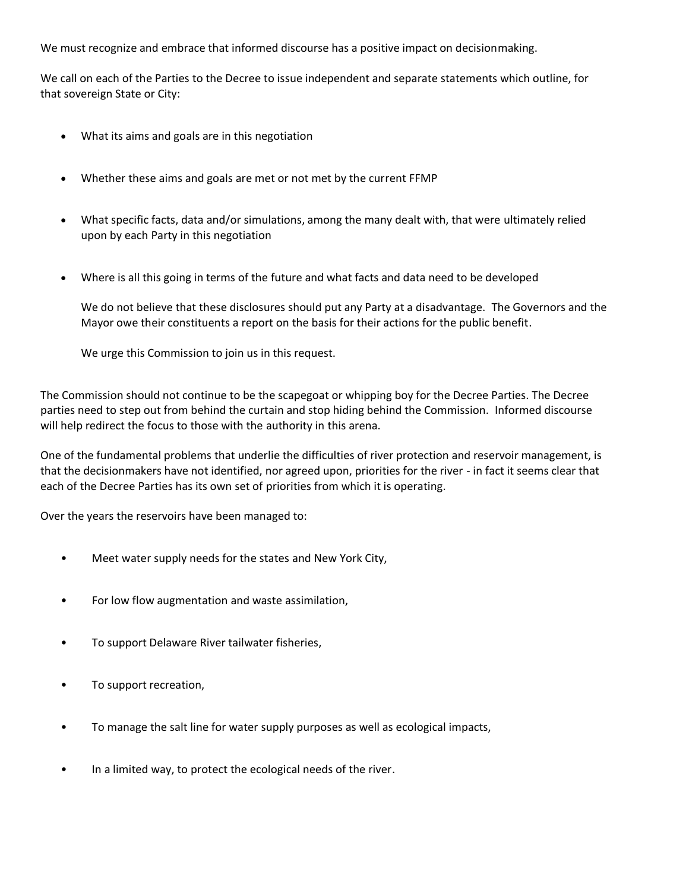We must recognize and embrace that informed discourse has a positive impact on decisionmaking.

We call on each of the Parties to the Decree to issue independent and separate statements which outline, for that sovereign State or City:

- What its aims and goals are in this negotiation
- Whether these aims and goals are met or not met by the current FFMP
- What specific facts, data and/or simulations, among the many dealt with, that were ultimately relied upon by each Party in this negotiation
- Where is all this going in terms of the future and what facts and data need to be developed

  We do not believe that these disclosures should put any Party at a disadvantage. The Governors and the Mayor owe their constituents a report on the basis for their actions for the public benefit.

  We urge this Commission to join us in this request.

The Commission should not continue to be the scapegoat or whipping boy for the Decree Parties. The Decree parties need to step out from behind the curtain and stop hiding behind the Commission. Informed discourse will help redirect the focus to those with the authority in this arena.

One of the fundamental problems that underlie the difficulties of river protection and reservoir management, is that the decisionmakers have not identified, nor agreed upon, priorities for the river - in fact it seems clear that each of the Decree Parties has its own set of priorities from which it is operating.

Over the years the reservoirs have been managed to:

- Meet water supply needs for the states and New York City,
- For low flow augmentation and waste assimilation,
- To support Delaware River tailwater fisheries,
- To support recreation,
- To manage the salt line for water supply purposes as well as ecological impacts,
- In a limited way, to protect the ecological needs of the river.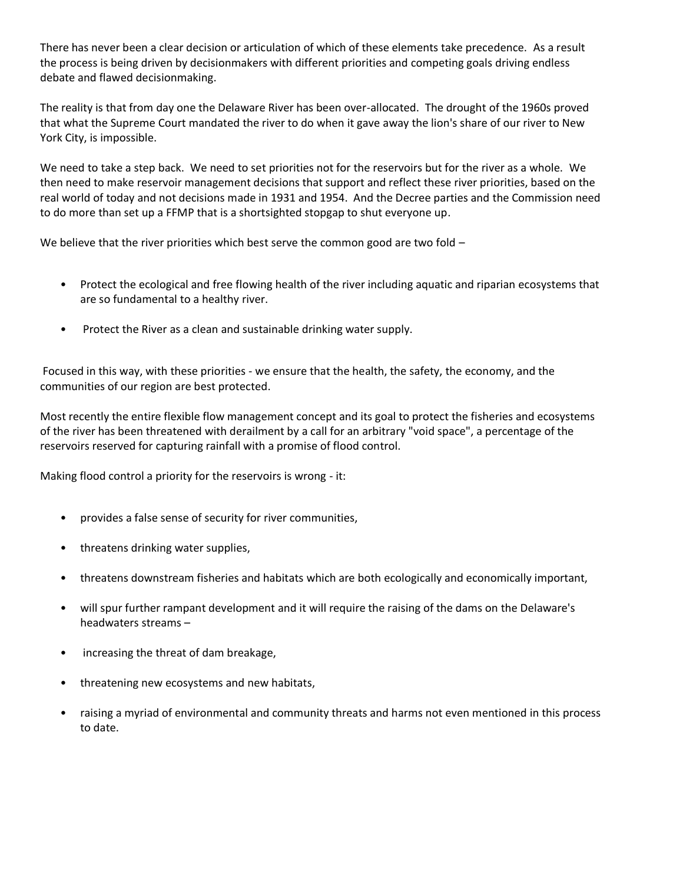There has never been a clear decision or articulation of which of these elements take precedence. As a result the process is being driven by decisionmakers with different priorities and competing goals driving endless debate and flawed decisionmaking.

The reality is that from day one the Delaware River has been over-allocated. The drought of the 1960s proved that what the Supreme Court mandated the river to do when it gave away the lion's share of our river to New York City, is impossible.

We need to take a step back. We need to set priorities not for the reservoirs but for the river as a whole. We then need to make reservoir management decisions that support and reflect these river priorities, based on the real world of today and not decisions made in 1931 and 1954. And the Decree parties and the Commission need to do more than set up a FFMP that is a shortsighted stopgap to shut everyone up.

We believe that the river priorities which best serve the common good are two fold –

- Protect the ecological and free flowing health of the river including aquatic and riparian ecosystems that are so fundamental to a healthy river.
- Protect the River as a clean and sustainable drinking water supply.

Focused in this way, with these priorities - we ensure that the health, the safety, the economy, and the communities of our region are best protected.

Most recently the entire flexible flow management concept and its goal to protect the fisheries and ecosystems of the river has been threatened with derailment by a call for an arbitrary "void space", a percentage of the reservoirs reserved for capturing rainfall with a promise of flood control.

Making flood control a priority for the reservoirs is wrong - it:

- provides a false sense of security for river communities,
- threatens drinking water supplies,
- threatens downstream fisheries and habitats which are both ecologically and economically important,
- will spur further rampant development and it will require the raising of the dams on the Delaware's headwaters streams –
- increasing the threat of dam breakage,
- threatening new ecosystems and new habitats,
- raising a myriad of environmental and community threats and harms not even mentioned in this process to date.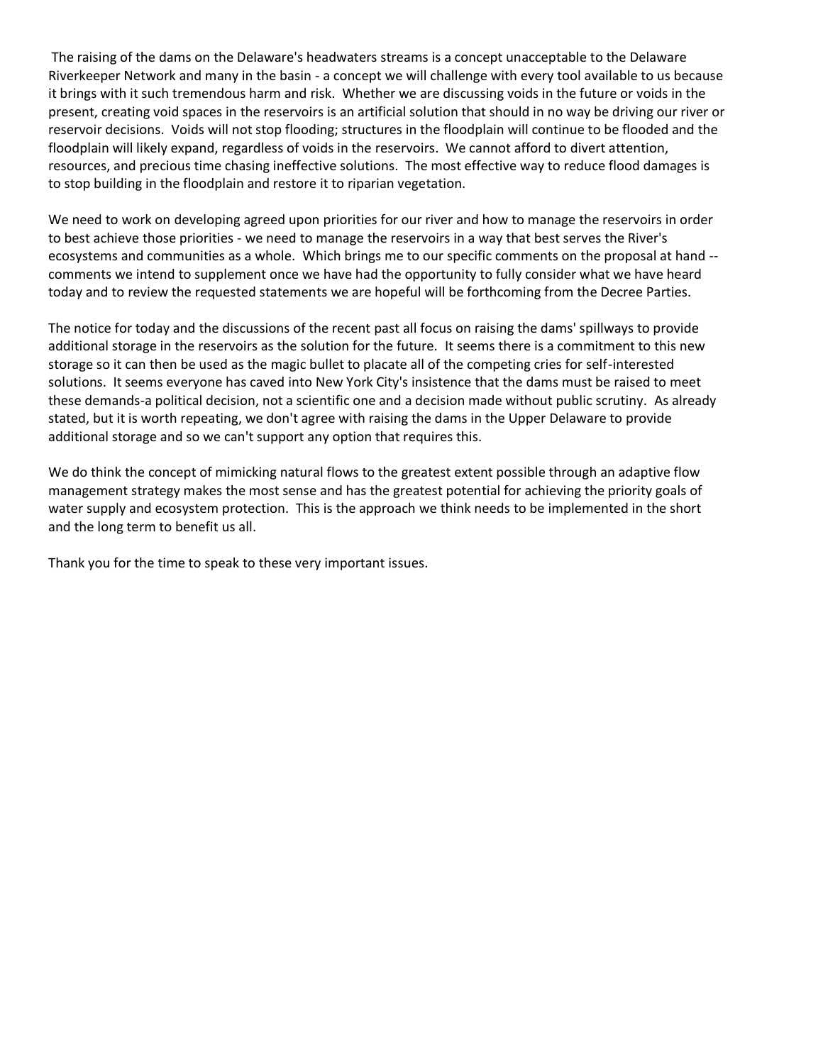The raising of the dams on the Delaware's headwaters streams is a concept unacceptable to the Delaware Riverkeeper Network and many in the basin - a concept we will challenge with every tool available to us because it brings with it such tremendous harm and risk.  Whether we are discussing voids in the future or voids in the present, creating void spaces in the reservoirs is an artificial solution that should in no way be driving our river or reservoir decisions.  Voids will not stop flooding; structures in the floodplain will continue to be flooded and the floodplain will likely expand, regardless of voids in the reservoirs.  We cannot afford to divert attention, resources, and precious time chasing ineffective solutions.  The most effective way to reduce flood damages is to stop building in the floodplain and restore it to riparian vegetation.

We need to work on developing agreed upon priorities for our river and how to manage the reservoirs in order to best achieve those priorities - we need to manage the reservoirs in a way that best serves the River's ecosystems and communities as a whole.  Which brings me to our specific comments on the proposal at hand -- comments we intend to supplement once we have had the opportunity to fully consider what we have heard today and to review the requested statements we are hopeful will be forthcoming from the Decree Parties.

The notice for today and the discussions of the recent past all focus on raising the dams' spillways to provide additional storage in the reservoirs as the solution for the future.  It seems there is a commitment to this new storage so it can then be used as the magic bullet to placate all of the competing cries for self-interested solutions.  It seems everyone has caved into New York City's insistence that the dams must be raised to meet these demands-a political decision, not a scientific one and a decision made without public scrutiny.  As already stated, but it is worth repeating, we don't agree with raising the dams in the Upper Delaware to provide additional storage and so we can't support any option that requires this.

We do think the concept of mimicking natural flows to the greatest extent possible through an adaptive flow management strategy makes the most sense and has the greatest potential for achieving the priority goals of water supply and ecosystem protection.  This is the approach we think needs to be implemented in the short and the long term to benefit us all.

Thank you for the time to speak to these very important issues.